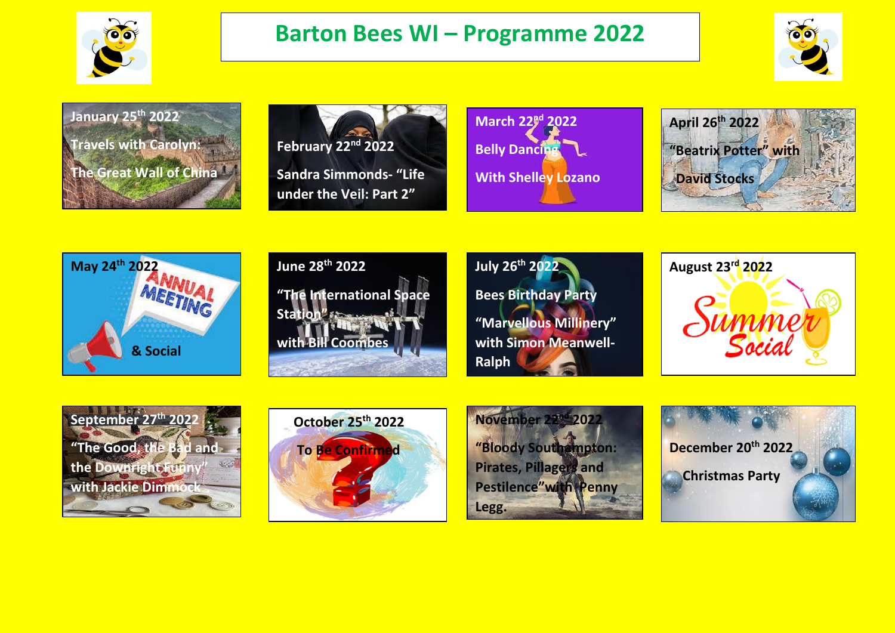# Barton Bees WI – Programme 2022

**January 25th 2022**
Travels with Carolyn:
The Great Wall of China

**February 22nd 2022**
Sandra Simmonds- "Life under the Veil: Part 2"

**March 22nd 2022**
Belly Dancing
With Shelley Lozano

**April 26th 2022**
"Beatrix Potter" with
David Stocks

**May 24th 2022**
ANNUAL MEETING
& Social

**June 28th 2022**
"The International Space Station"
with Bill Coombes

**July 26th 2022**
Bees Birthday Party
"Marvellous Millinery" with Simon Meanwell-Ralph

**August 23rd 2022**
Summer Social

**September 27th 2022**
"The Good, the Bad and the Downright Funny"
with Jackie Dimmock

**October 25th 2022**
To Be Confirmed

**November 22nd 2022**
"Bloody Southampton: Pirates, Pillagers and Pestilence"with Penny Legg.

**December 20th 2022**
Christmas Party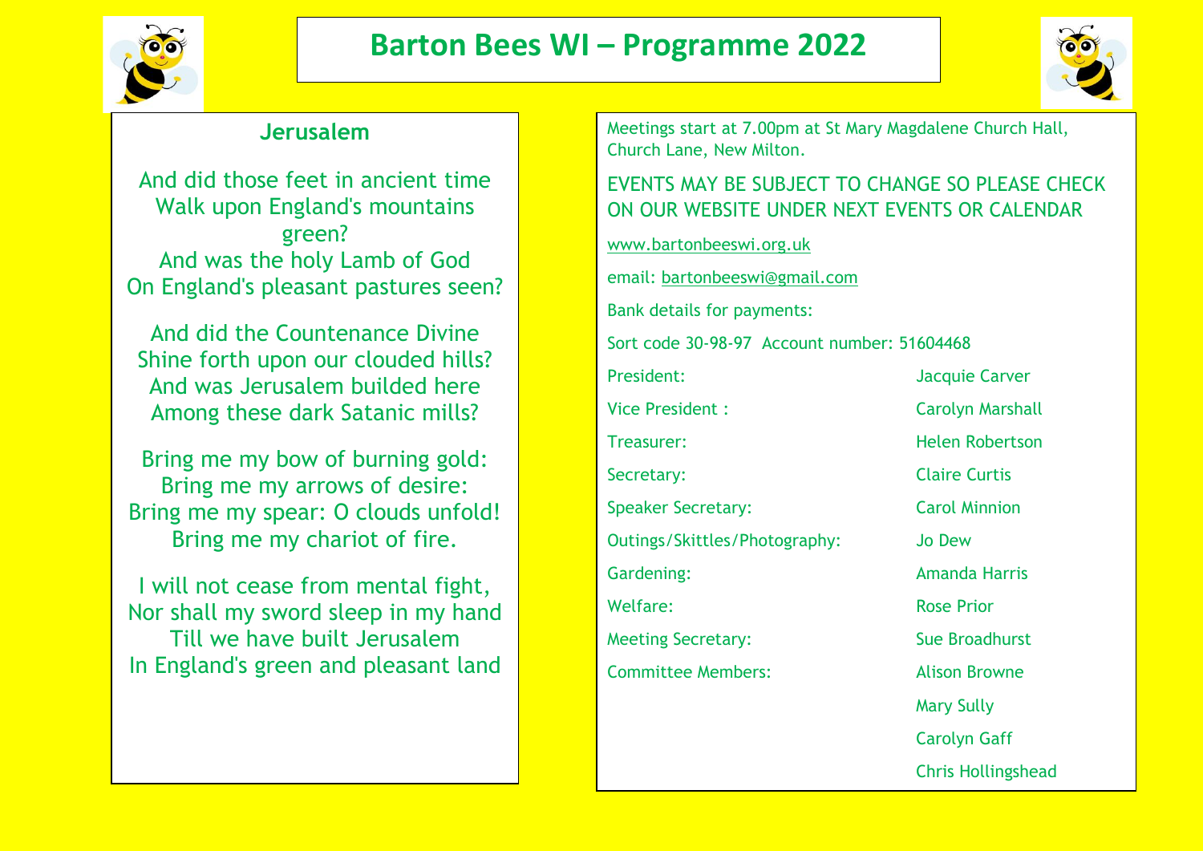# Barton Bees WI – Programme 2022

## Jerusalem

And did those feet in ancient time
Walk upon England's mountains green?
And was the holy Lamb of God
On England's pleasant pastures seen?

And did the Countenance Divine
Shine forth upon our clouded hills?
And was Jerusalem builded here
Among these dark Satanic mills?

Bring me my bow of burning gold:
Bring me my arrows of desire:
Bring me my spear: O clouds unfold!
Bring me my chariot of fire.

I will not cease from mental fight,
Nor shall my sword sleep in my hand
Till we have built Jerusalem
In England's green and pleasant land

Meetings start at 7.00pm at St Mary Magdalene Church Hall, Church Lane, New Milton.

EVENTS MAY BE SUBJECT TO CHANGE SO PLEASE CHECK ON OUR WEBSITE UNDER NEXT EVENTS OR CALENDAR

www.bartonbeeswi.org.uk

email: bartonbeeswi@gmail.com

Bank details for payments:

Sort code 30-98-97  Account number: 51604468

| | |
|---|---|
| President: | Jacquie Carver |
| Vice President : | Carolyn Marshall |
| Treasurer: | Helen Robertson |
| Secretary: | Claire Curtis |
| Speaker Secretary: | Carol Minnion |
| Outings/Skittles/Photography: | Jo Dew |
| Gardening: | Amanda Harris |
| Welfare: | Rose Prior |
| Meeting Secretary: | Sue Broadhurst |
| Committee Members: | Alison Browne |
| | Mary Sully |
| | Carolyn Gaff |
| | Chris Hollingshead |